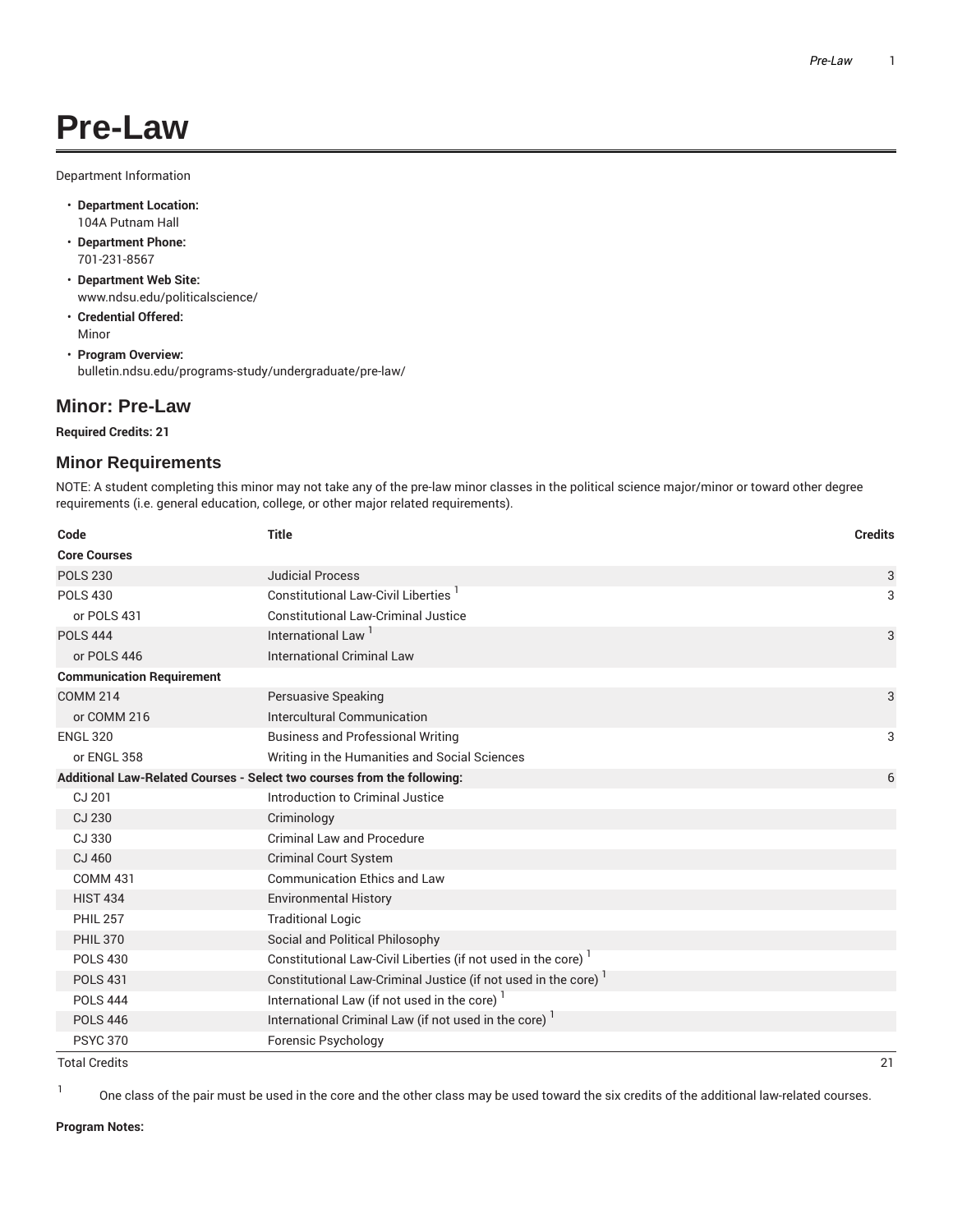# Pre-Law

Department Information

- **Department Location:**
  104A Putnam Hall
- **Department Phone:**
  701-231-8567
- **Department Web Site:**
  www.ndsu.edu/politicalscience/
- **Credential Offered:**
  Minor
- **Program Overview:**
  bulletin.ndsu.edu/programs-study/undergraduate/pre-law/

## Minor: Pre-Law

**Required Credits: 21**

### Minor Requirements

NOTE: A student completing this minor may not take any of the pre-law minor classes in the political science major/minor or toward other degree requirements (i.e. general education, college, or other major related requirements).

| Code | Title | Credits |
|---|---|---|
| **Core Courses** | | |
| POLS 230 | Judicial Process | 3 |
| POLS 430 | Constitutional Law-Civil Liberties [1] | 3 |
| or POLS 431 | Constitutional Law-Criminal Justice | |
| POLS 444 | International Law [1] | 3 |
| or POLS 446 | International Criminal Law | |
| **Communication Requirement** | | |
| COMM 214 | Persuasive Speaking | 3 |
| or COMM 216 | Intercultural Communication | |
| ENGL 320 | Business and Professional Writing | 3 |
| or ENGL 358 | Writing in the Humanities and Social Sciences | |
| **Additional Law-Related Courses - Select two courses from the following:** | | 6 |
| CJ 201 | Introduction to Criminal Justice | |
| CJ 230 | Criminology | |
| CJ 330 | Criminal Law and Procedure | |
| CJ 460 | Criminal Court System | |
| COMM 431 | Communication Ethics and Law | |
| HIST 434 | Environmental History | |
| PHIL 257 | Traditional Logic | |
| PHIL 370 | Social and Political Philosophy | |
| POLS 430 | Constitutional Law-Civil Liberties (if not used in the core) [1] | |
| POLS 431 | Constitutional Law-Criminal Justice (if not used in the core) [1] | |
| POLS 444 | International Law (if not used in the core) [1] | |
| POLS 446 | International Criminal Law (if not used in the core) [1] | |
| PSYC 370 | Forensic Psychology | |
| Total Credits | | 21 |

[1] One class of the pair must be used in the core and the other class may be used toward the six credits of the additional law-related courses.

**Program Notes:**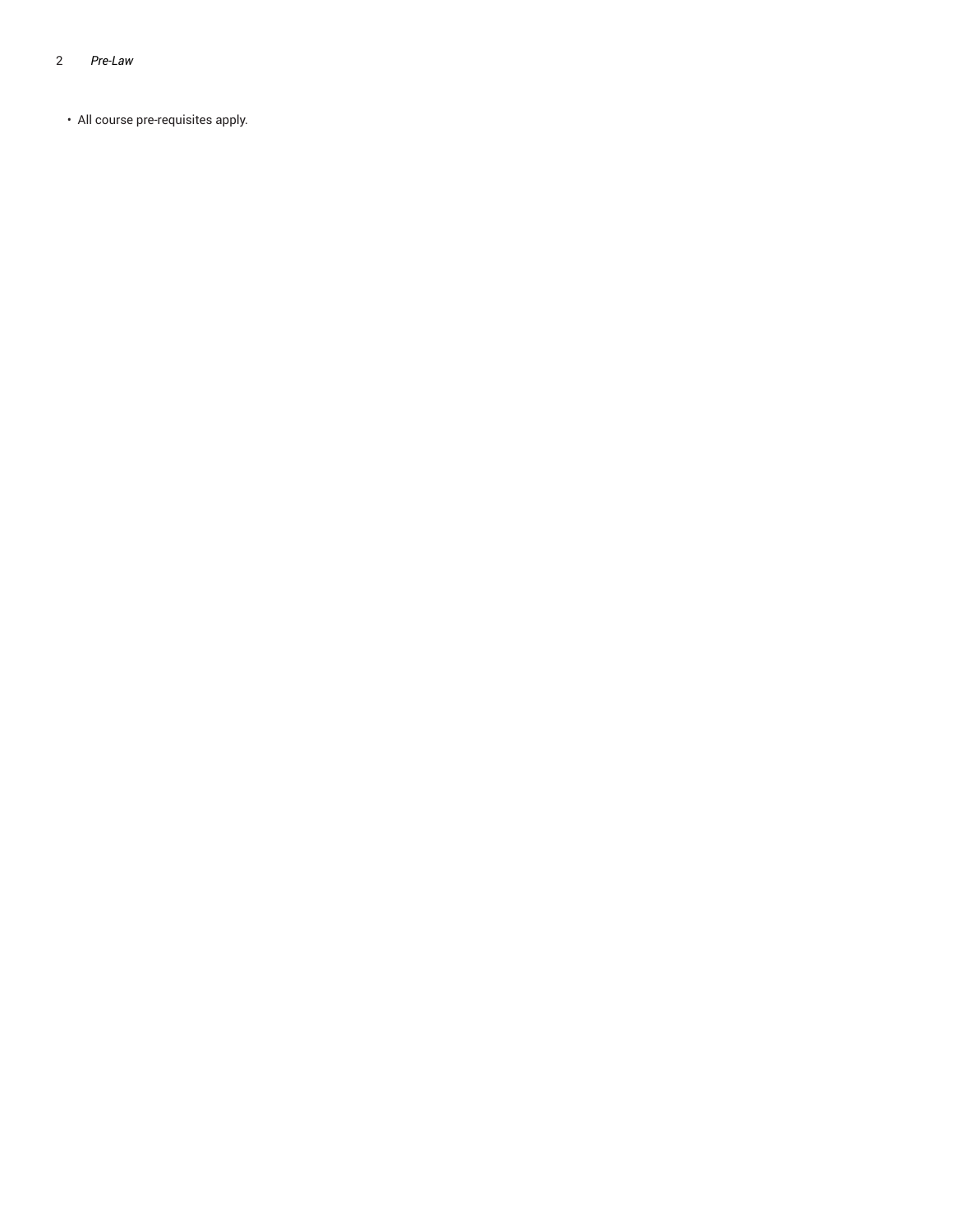- All course pre-requisites apply.